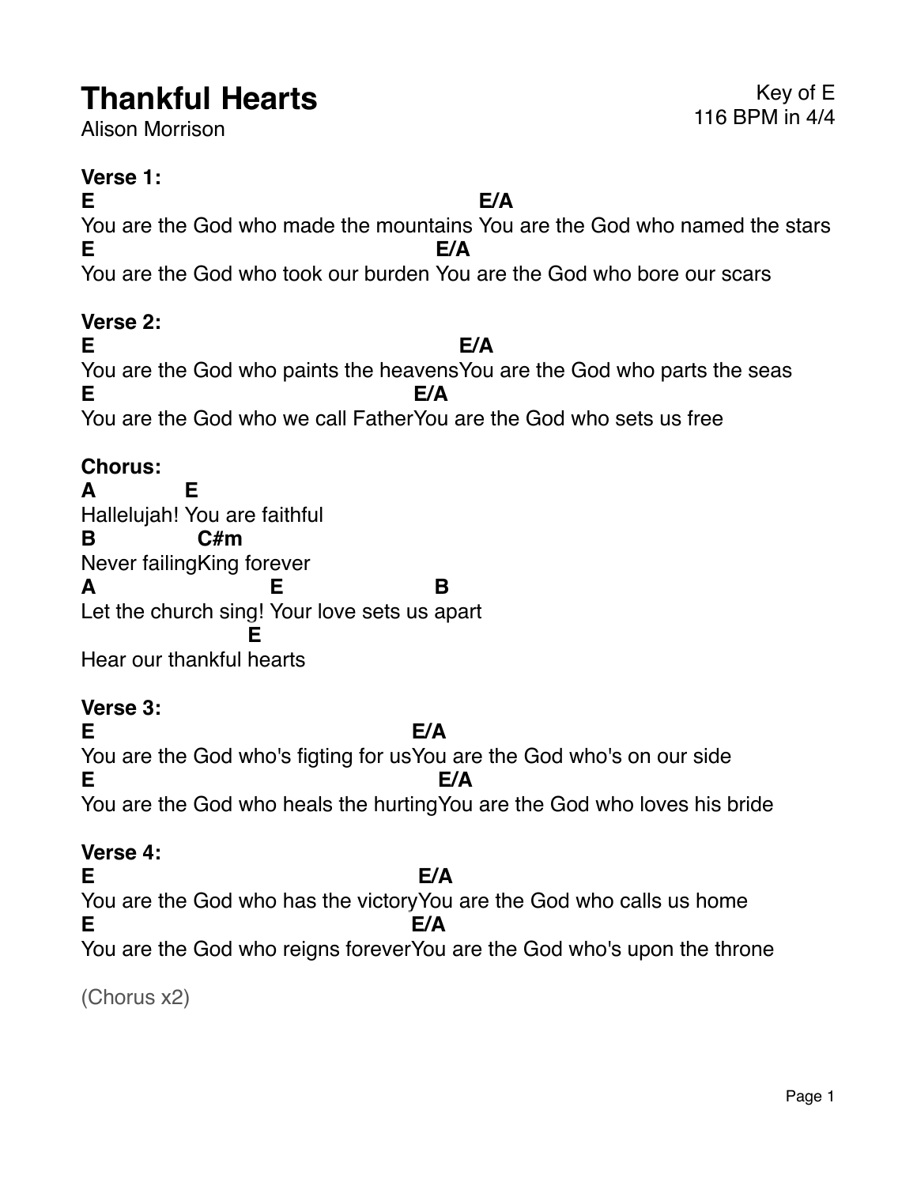# Thankful Hearts

Alison Morrison

Key of E
116 BPM in 4/4

**Verse 1:**

```
E                                      E/A
You are the God who made the mountains You are the God who named the stars
E                                  E/A
You are the God who took our burden You are the God who bore our scars
```

**Verse 2:**

```
E                                    E/A
You are the God who paints the heavensYou are the God who parts the seas
E                                E/A
You are the God who we call FatherYou are the God who sets us free
```

**Chorus:**

```
A          E
Hallelujah! You are faithful
B              C#m
Never failingKing forever
A                    E                B
Let the church sing! Your love sets us apart
                  E
Hear our thankful hearts
```

**Verse 3:**

```
E                                E/A
You are the God who's figting for usYou are the God who's on our side
E                                  E/A
You are the God who heals the hurtingYou are the God who loves his bride
```

**Verse 4:**

```
E                                 E/A
You are the God who has the victoryYou are the God who calls us home
E                                E/A
You are the God who reigns foreverYou are the God who's upon the throne
```

(Chorus x2)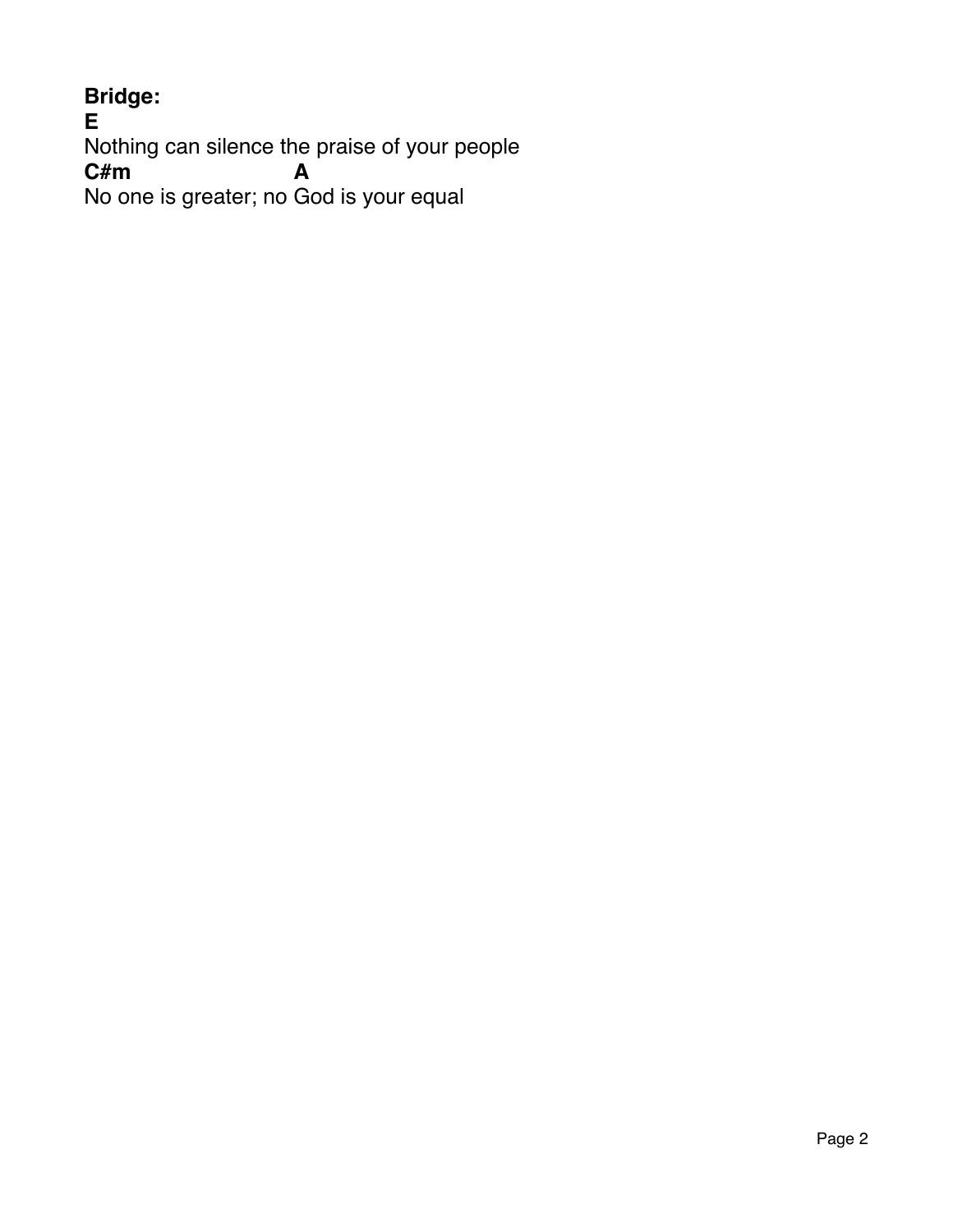**Bridge:**

```
E
Nothing can silence the praise of your people
C#m                    A
No one is greater; no God is your equal
```